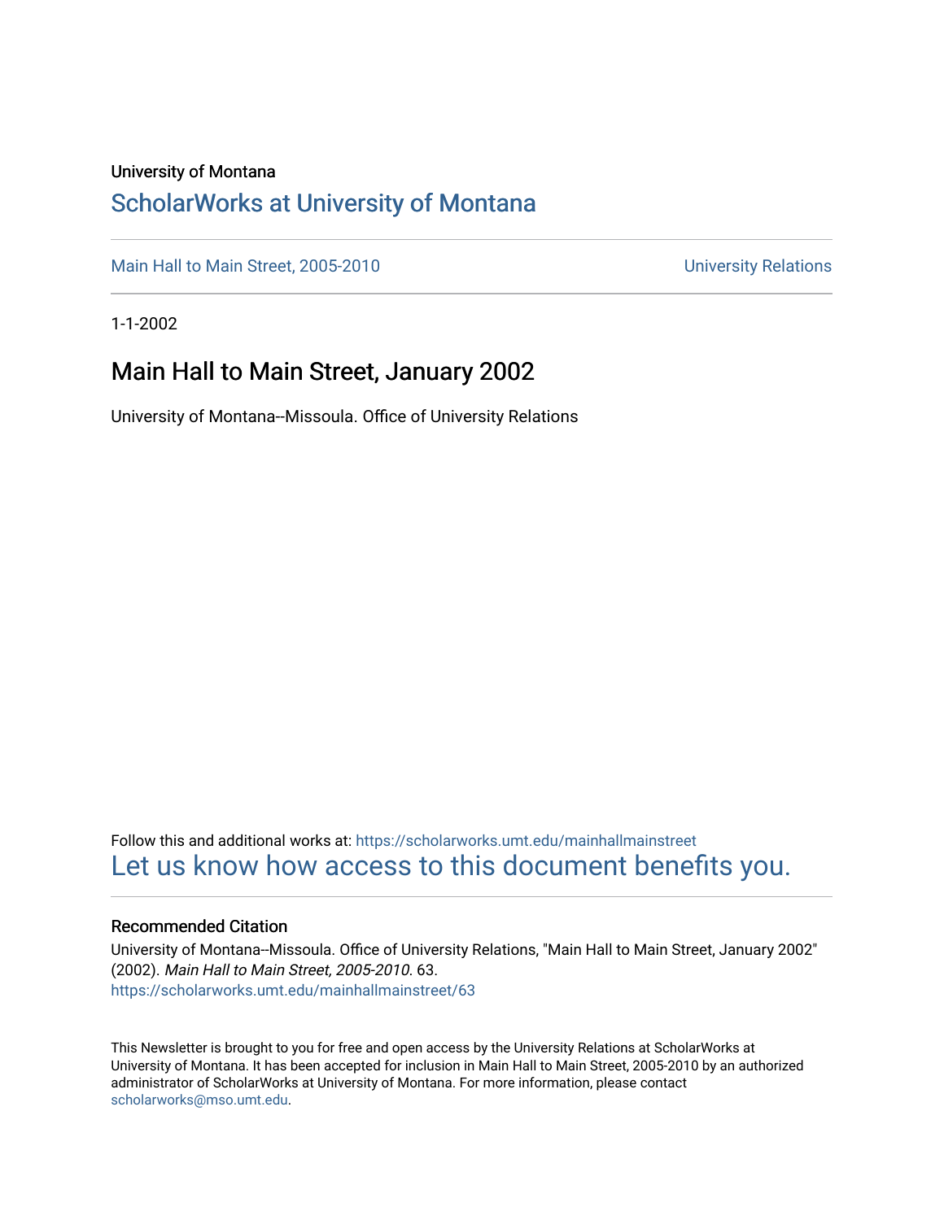University of Montana

# ScholarWorks at University of Montana

Main Hall to Main Street, 2005-2010 | University Relations

1-1-2002

## Main Hall to Main Street, January 2002

University of Montana--Missoula. Office of University Relations

Follow this and additional works at: https://scholarworks.umt.edu/mainhallmainstreet

Let us know how access to this document benefits you.

### Recommended Citation

University of Montana--Missoula. Office of University Relations, "Main Hall to Main Street, January 2002" (2002). *Main Hall to Main Street, 2005-2010*. 63.
https://scholarworks.umt.edu/mainhallmainstreet/63

This Newsletter is brought to you for free and open access by the University Relations at ScholarWorks at University of Montana. It has been accepted for inclusion in Main Hall to Main Street, 2005-2010 by an authorized administrator of ScholarWorks at University of Montana. For more information, please contact scholarworks@mso.umt.edu.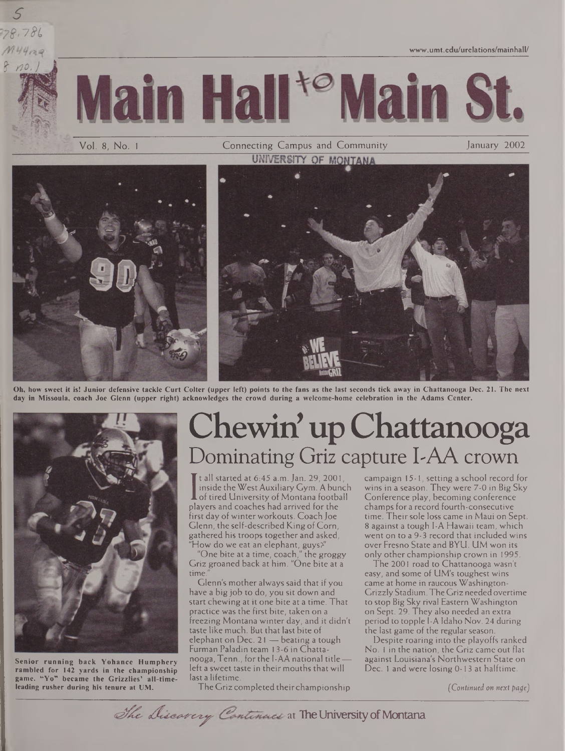www.umt.edu/urelations/mainhall/

# Main Hall to Main St.

Vol. 8, No. 1 — Connecting Campus and Community — January 2002

UNIVERSITY OF MONTANA

**Oh, how sweet it is! Junior defensive tackle Curt Colter (upper left) points to the fans as the last seconds tick away in Chattanooga Dec. 21. The next day in Missoula, coach Joe Glenn (upper right) acknowledges the crowd during a welcome-home celebration in the Adams Center.**

**Senior running back Yohance Humphery rambled for 142 yards in the championship game. "Yo" became the Grizzlies' all-time-leading rusher during his tenure at UM.**

# Chewin' up Chattanooga

## Dominating Griz capture I-AA crown

It all started at 6:45 a.m. Jan. 29, 2001, inside the West Auxiliary Gym. A bunch of tired University of Montana football players and coaches had arrived for the first day of winter workouts. Coach Joe Glenn, the self-described King of Corn, gathered his troops together and asked, "How do we eat an elephant, guys?"

"One bite at a time, coach," the groggy Griz groaned back at him. "One bite at a time."

Glenn's mother always said that if you have a big job to do, you sit down and start chewing at it one bite at a time. That practice was the first bite, taken on a freezing Montana winter day, and it didn't taste like much. But that last bite of elephant on Dec. 21 — beating a tough Furman Paladin team 13-6 in Chattanooga, Tenn., for the I-AA national title — left a sweet taste in their mouths that will last a lifetime.

The Griz completed their championship campaign 15-1, setting a school record for wins in a season. They were 7-0 in Big Sky Conference play, becoming conference champs for a record fourth-consecutive time. Their sole loss came in Maui on Sept. 8 against a tough I-A Hawaii team, which went on to a 9-3 record that included wins over Fresno State and BYU. UM won its only other championship crown in 1995.

The 2001 road to Chattanooga wasn't easy, and some of UM's toughest wins came at home in raucous Washington-Grizzly Stadium. The Griz needed overtime to stop Big Sky rival Eastern Washington on Sept. 29. They also needed an extra period to topple I-A Idaho Nov. 24 during the last game of the regular season.

Despite roaring into the playoffs ranked No. 1 in the nation, the Griz came out flat against Louisiana's Northwestern State on Dec. 1 and were losing 0-13 at halftime.

*(Continued on next page)*

*The Discovery Continues* at The University of Montana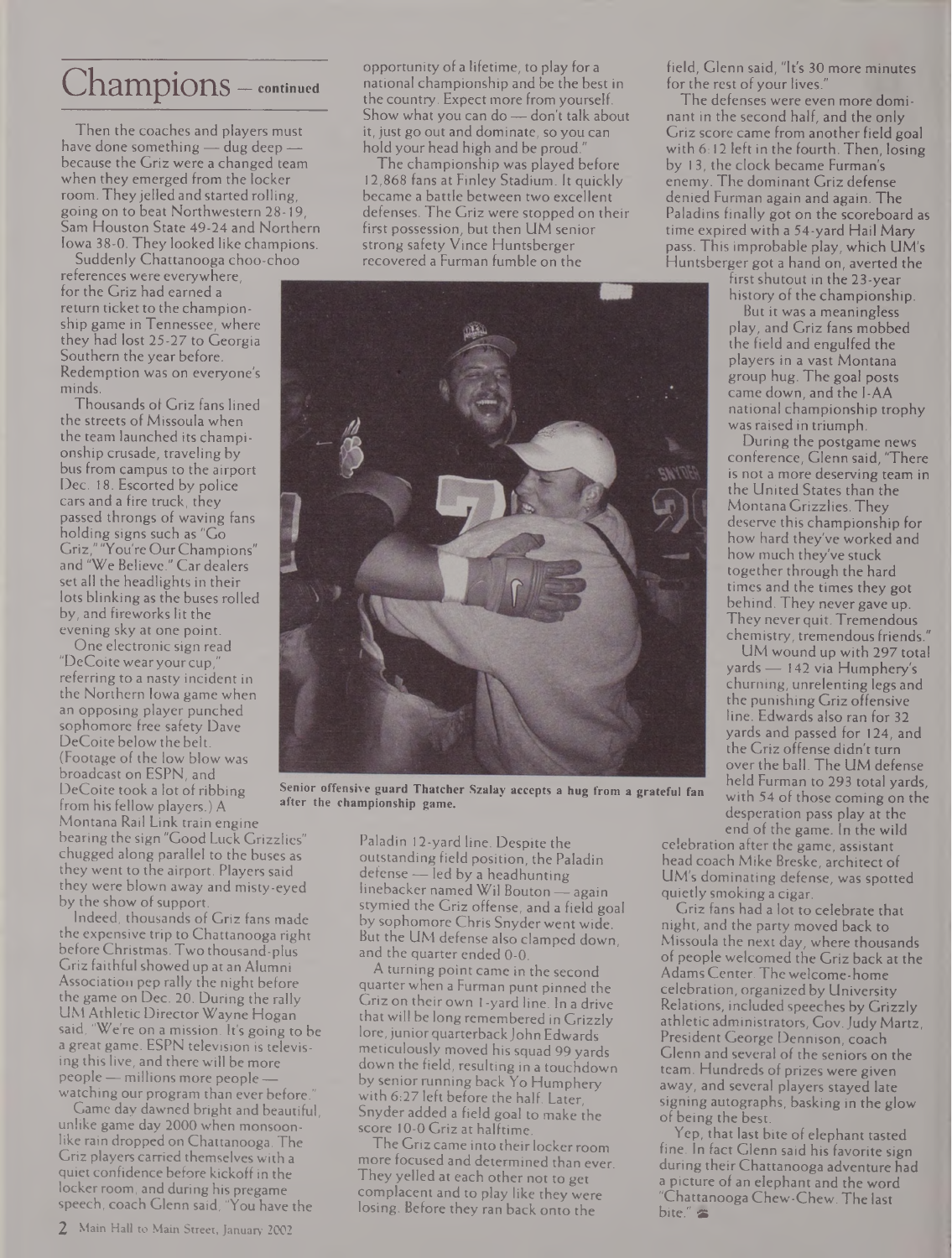# Champions — continued

Then the coaches and players must have done something — dug deep — because the Griz were a changed team when they emerged from the locker room. They jelled and started rolling, going on to beat Northwestern 28-19, Sam Houston State 49-24 and Northern Iowa 38-0. They looked like champions.

Suddenly Chattanooga choo-choo references were everywhere, for the Griz had earned a return ticket to the championship game in Tennessee, where they had lost 25-27 to Georgia Southern the year before. Redemption was on everyone's minds.

Thousands of Griz fans lined the streets of Missoula when the team launched its championship crusade, traveling by bus from campus to the airport Dec. 18. Escorted by police cars and a fire truck, they passed throngs of waving fans holding signs such as "Go Griz," "You're Our Champions" and "We Believe." Car dealers set all the headlights in their lots blinking as the buses rolled by, and fireworks lit the evening sky at one point.

One electronic sign read "DeCoite wear your cup," referring to a nasty incident in the Northern Iowa game when an opposing player punched sophomore free safety Dave DeCoite below the belt. (Footage of the low blow was broadcast on ESPN, and DeCoite took a lot of ribbing from his fellow players.) A Montana Rail Link train engine bearing the sign "Good Luck Grizzlies" chugged along parallel to the buses as they went to the airport. Players said they were blown away and misty-eyed by the show of support.

Indeed, thousands of Griz fans made the expensive trip to Chattanooga right before Christmas. Two thousand-plus Griz faithful showed up at an Alumni Association pep rally the night before the game on Dec. 20. During the rally UM Athletic Director Wayne Hogan said, "We're on a mission. It's going to be a great game. ESPN television is televising this live, and there will be more people — millions more people — watching our program than ever before."

Game day dawned bright and beautiful, unlike game day 2000 when monsoon-like rain dropped on Chattanooga. The Griz players carried themselves with a quiet confidence before kickoff in the locker room, and during his pregame speech, coach Glenn said, "You have the opportunity of a lifetime, to play for a national championship and be the best in the country. Expect more from yourself. Show what you can do — don't talk about it, just go out and dominate, so you can hold your head high and be proud."

The championship was played before 12,868 fans at Finley Stadium. It quickly became a battle between two excellent defenses. The Griz were stopped on their first possession, but then UM senior strong safety Vince Huntsberger recovered a Furman fumble on the Paladin 12-yard line. Despite the outstanding field position, the Paladin defense — led by a headhunting linebacker named Wil Bouton — again stymied the Griz offense, and a field goal by sophomore Chris Snyder went wide. But the UM defense also clamped down, and the quarter ended 0-0.

A turning point came in the second quarter when a Furman punt pinned the Griz on their own 1-yard line. In a drive that will be long remembered in Grizzly lore, junior quarterback John Edwards meticulously moved his squad 99 yards down the field, resulting in a touchdown by senior running back Yo Humphery with 6:27 left before the half. Later, Snyder added a field goal to make the score 10-0 Griz at halftime.

The Griz came into their locker room more focused and determined than ever. They yelled at each other not to get complacent and to play like they were losing. Before they ran back onto the field, Glenn said, "It's 30 more minutes for the rest of your lives."

The defenses were even more dominant in the second half, and the only Griz score came from another field goal with 6:12 left in the fourth. Then, losing by 13, the clock became Furman's enemy. The dominant Griz defense denied Furman again and again. The Paladins finally got on the scoreboard as time expired with a 54-yard Hail Mary pass. This improbable play, which UM's Huntsberger got a hand on, averted the first shutout in the 23-year history of the championship.

Senior offensive guard Thatcher Szalay accepts a hug from a grateful fan after the championship game.

But it was a meaningless play, and Griz fans mobbed the field and engulfed the players in a vast Montana group hug. The goal posts came down, and the I-AA national championship trophy was raised in triumph.

During the postgame news conference, Glenn said, "There is not a more deserving team in the United States than the Montana Grizzlies. They deserve this championship for how hard they've worked and how much they've stuck together through the hard times and the times they got behind. They never gave up. They never quit. Tremendous chemistry, tremendous friends."

UM wound up with 297 total yards — 142 via Humphery's churning, unrelenting legs and the punishing Griz offensive line. Edwards also ran for 32 yards and passed for 124, and the Griz offense didn't turn over the ball. The UM defense held Furman to 293 total yards, with 54 of those coming on the desperation pass play at the end of the game. In the wild celebration after the game, assistant head coach Mike Breske, architect of UM's dominating defense, was spotted quietly smoking a cigar.

Griz fans had a lot to celebrate that night, and the party moved back to Missoula the next day, where thousands of people welcomed the Griz back at the Adams Center. The welcome-home celebration, organized by University Relations, included speeches by Grizzly athletic administrators, Gov. Judy Martz, President George Dennison, coach Glenn and several of the seniors on the team. Hundreds of prizes were given away, and several players stayed late signing autographs, basking in the glow of being the best.

Yep, that last bite of elephant tasted fine. In fact Glenn said his favorite sign during their Chattanooga adventure had a picture of an elephant and the word "Chattanooga Chew-Chew. The last bite."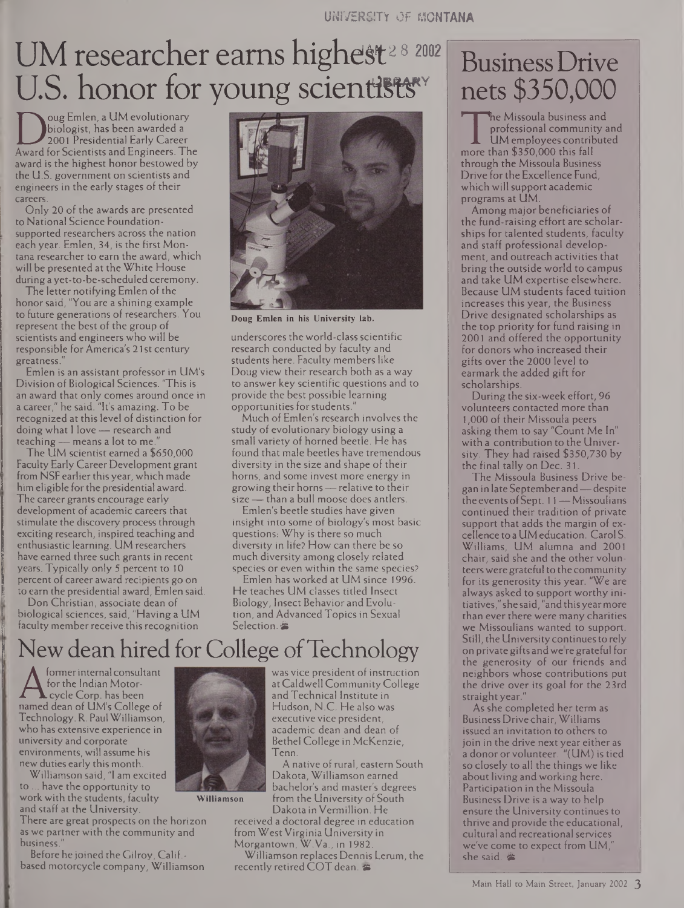# UM researcher earns highest U.S. honor for young scientists

Doug Emlen, a UM evolutionary biologist, has been awarded a 2001 Presidential Early Career Award for Scientists and Engineers. The award is the highest honor bestowed by the U.S. government on scientists and engineers in the early stages of their careers.

Only 20 of the awards are presented to National Science Foundation-supported researchers across the nation each year. Emlen, 34, is the first Montana researcher to earn the award, which will be presented at the White House during a yet-to-be-scheduled ceremony.

The letter notifying Emlen of the honor said, "You are a shining example to future generations of researchers. You represent the best of the group of scientists and engineers who will be responsible for America's 21st century greatness."

Emlen is an assistant professor in UM's Division of Biological Sciences. "This is an award that only comes around once in a career," he said. "It's amazing. To be recognized at this level of distinction for doing what I love — research and teaching — means a lot to me."

The UM scientist earned a $650,000 Faculty Early Career Development grant from NSF earlier this year, which made him eligible for the presidential award. The career grants encourage early development of academic careers that stimulate the discovery process through exciting research, inspired teaching and enthusiastic learning. UM researchers have earned three such grants in recent years. Typically only 5 percent to 10 percent of career award recipients go on to earn the presidential award, Emlen said.

Don Christian, associate dean of biological sciences, said, "Having a UM faculty member receive this recognition underscores the world-class scientific research conducted by faculty and students here. Faculty members like Doug view their research both as a way to answer key scientific questions and to provide the best possible learning opportunities for students."

Doug Emlen in his University lab.

Much of Emlen's research involves the study of evolutionary biology using a small variety of horned beetle. He has found that male beetles have tremendous diversity in the size and shape of their horns, and some invest more energy in growing their horns — relative to their size — than a bull moose does antlers.

Emlen's beetle studies have given insight into some of biology's most basic questions: Why is there so much diversity in life? How can there be so much diversity among closely related species or even within the same species?

Emlen has worked at UM since 1996. He teaches UM classes titled Insect Biology, Insect Behavior and Evolution, and Advanced Topics in Sexual Selection.

# New dean hired for College of Technology

A former internal consultant for the Indian Motorcycle Corp. has been named dean of UM's College of Technology. R. Paul Williamson, who has extensive experience in university and corporate environments, will assume his new duties early this month.

Williamson said, "I am excited to ... have the opportunity to work with the students, faculty and staff at the University. There are great prospects on the horizon as we partner with the community and business."

Williamson

Before he joined the Gilroy, Calif.-based motorcycle company, Williamson was vice president of instruction at Caldwell Community College and Technical Institute in Hudson, N.C. He also was executive vice president, academic dean and dean of Bethel College in McKenzie, Tenn.

A native of rural, eastern South Dakota, Williamson earned bachelor's and master's degrees from the University of South Dakota in Vermillion. He received a doctoral degree in education from West Virginia University in Morgantown, W.Va., in 1982.

Williamson replaces Dennis Lerum, the recently retired COT dean.

# Business Drive nets $350,000

The Missoula business and professional community and UM employees contributed more than $350,000 this fall through the Missoula Business Drive for the Excellence Fund, which will support academic programs at UM.

Among major beneficiaries of the fund-raising effort are scholarships for talented students, faculty and staff professional development, and outreach activities that bring the outside world to campus and take UM expertise elsewhere. Because UM students faced tuition increases this year, the Business Drive designated scholarships as the top priority for fund raising in 2001 and offered the opportunity for donors who increased their gifts over the 2000 level to earmark the added gift for scholarships.

During the six-week effort, 96 volunteers contacted more than 1,000 of their Missoula peers asking them to say "Count Me In" with a contribution to the University. They had raised $350,730 by the final tally on Dec. 31.

The Missoula Business Drive began in late September and — despite the events of Sept. 11 — Missoulians continued their tradition of private support that adds the margin of excellence to a UM education. Carol S. Williams, UM alumna and 2001 chair, said she and the other volunteers were grateful to the community for its generosity this year. "We are always asked to support worthy initiatives," she said, "and this year more than ever there were many charities we Missoulians wanted to support. Still, the University continues to rely on private gifts and we're grateful for the generosity of our friends and neighbors whose contributions put the drive over its goal for the 23rd straight year."

As she completed her term as Business Drive chair, Williams issued an invitation to others to join in the drive next year either as a donor or volunteer. "(UM) is tied so closely to all the things we like about living and working here. Participation in the Missoula Business Drive is a way to help ensure the University continues to thrive and provide the educational, cultural and recreational services we've come to expect from UM," she said.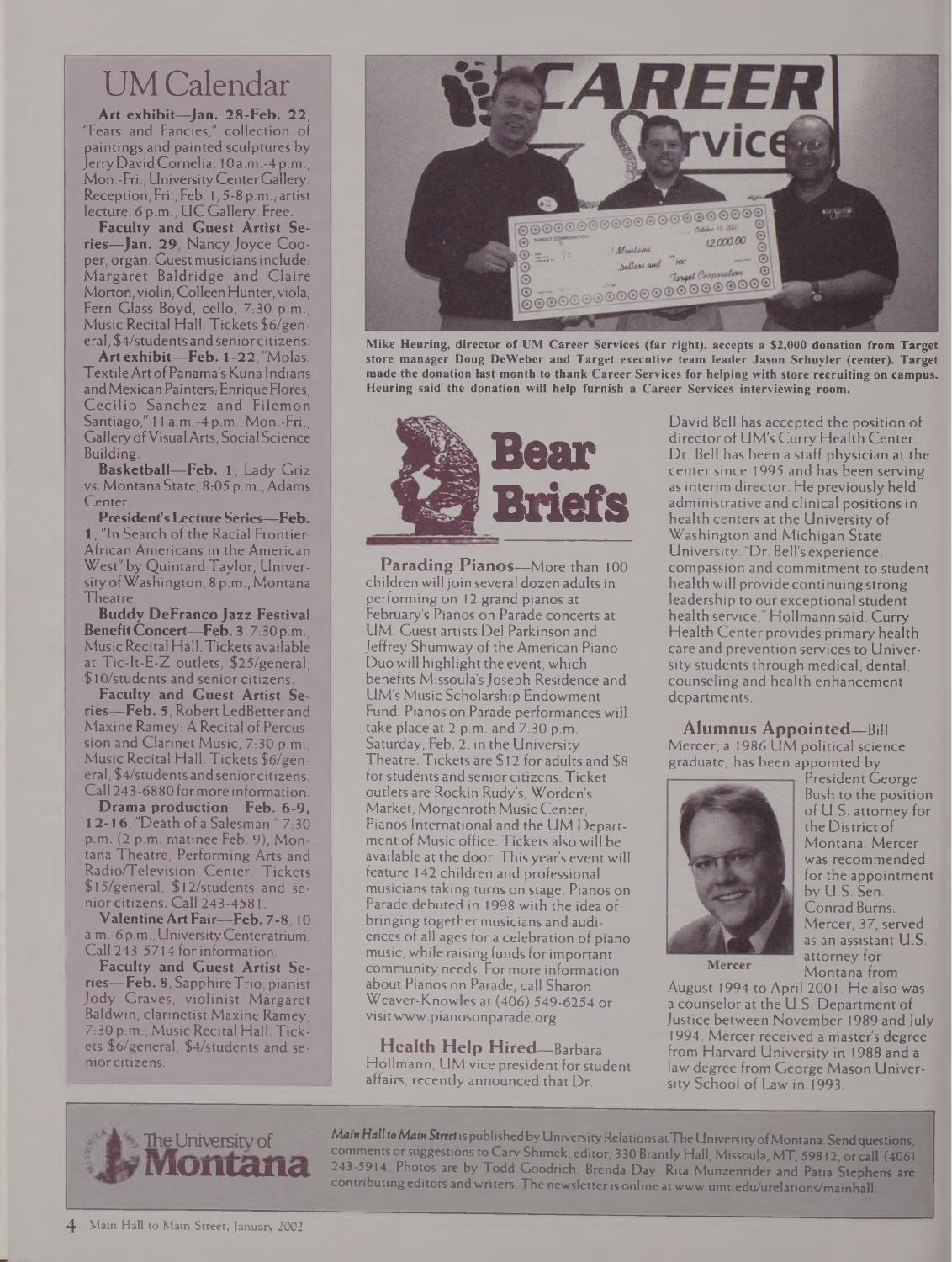# UM Calendar

**Art exhibit—Jan. 28-Feb. 22**, "Fears and Fancies," collection of paintings and painted sculptures by Jerry David Cornelia, 10 a.m.-4 p.m., Mon.-Fri., University Center Gallery. Reception, Fri., Feb. 1, 5-8 p.m.; artist lecture, 6 p.m., UC Gallery. Free.

**Faculty and Guest Artist Series—Jan. 29**, Nancy Joyce Cooper, organ. Guest musicians include: Margaret Baldridge and Claire Morton, violin; Colleen Hunter, viola; Fern Glass Boyd, cello, 7:30 p.m., Music Recital Hall. Tickets $6/general, $4/students and senior citizens.

**Art exhibit—Feb. 1-22**, "Molas: Textile Art of Panama's Kuna Indians and Mexican Painters; Enrique Flores, Cecilio Sanchez and Filemon Santiago," 11 a.m.-4 p.m., Mon.-Fri., Gallery of Visual Arts, Social Science Building.

**Basketball—Feb. 1**, Lady Griz vs. Montana State, 8:05 p.m., Adams Center.

**President's Lecture Series—Feb. 1**, "In Search of the Racial Frontier: African Americans in the American West" by Quintard Taylor, University of Washington, 8 p.m., Montana Theatre.

**Buddy DeFranco Jazz Festival Benefit Concert—Feb. 3**, 7:30 p.m., Music Recital Hall. Tickets available at Tic-It-E-Z outlets, $25/general, $10/students and senior citizens.

**Faculty and Guest Artist Series—Feb. 5**, Robert LedBetter and Maxine Ramey: A Recital of Percussion and Clarinet Music, 7:30 p.m., Music Recital Hall. Tickets $6/general, $4/students and senior citizens. Call 243-6880 for more information.

**Drama production—Feb. 6-9, 12-16**, "Death of a Salesman," 7:30 p.m. (2 p.m. matinee Feb. 9), Montana Theatre, Performing Arts and Radio/Television Center. Tickets $15/general, $12/students and senior citizens. Call 243-4581.

**Valentine Art Fair—Feb. 7-8**, 10 a.m.-6 p.m., University Center atrium. Call 243-5714 for information.

**Faculty and Guest Artist Series—Feb. 8**, Sapphire Trio, pianist Jody Graves, violinist Margaret Baldwin, clarinetist Maxine Ramey, 7:30 p.m., Music Recital Hall. Tickets $6/general, $4/students and senior citizens.

Mike Heuring, director of UM Career Services (far right), accepts a $2,000 donation from Target store manager Doug DeWeber and Target executive team leader Jason Schuyler (center). Target made the donation last month to thank Career Services for helping with store recruiting on campus. Heuring said the donation will help furnish a Career Services interviewing room.

# Bear Briefs

**Parading Pianos**—More than 100 children will join several dozen adults in performing on 12 grand pianos at February's Pianos on Parade concerts at UM. Guest artists Del Parkinson and Jeffrey Shumway of the American Piano Duo will highlight the event, which benefits Missoula's Joseph Residence and UM's Music Scholarship Endowment Fund. Pianos on Parade performances will take place at 2 p.m. and 7:30 p.m. Saturday, Feb. 2, in the University Theatre. Tickets are $12 for adults and $8 for students and senior citizens. Ticket outlets are Rockin Rudy's, Worden's Market, Morgenroth Music Center, Pianos International and the UM Department of Music office. Tickets also will be available at the door. This year's event will feature 142 children and professional musicians taking turns on stage. Pianos on Parade debuted in 1998 with the idea of bringing together musicians and audiences of all ages for a celebration of piano music, while raising funds for important community needs. For more information about Pianos on Parade, call Sharon Weaver-Knowles at (406) 549-6254 or visit www.pianosonparade.org

**Health Help Hired**—Barbara Hollmann, UM vice president for student affairs, recently announced that Dr. David Bell has accepted the position of director of UM's Curry Health Center. Dr. Bell has been a staff physician at the center since 1995 and has been serving as interim director. He previously held administrative and clinical positions in health centers at the University of Washington and Michigan State University. "Dr. Bell's experience, compassion and commitment to student health will provide continuing strong leadership to our exceptional student health service," Hollmann said. Curry Health Center provides primary health care and prevention services to University students through medical, dental, counseling and health enhancement departments.

**Alumnus Appointed**—Bill Mercer, a 1986 UM political science graduate, has been appointed by President George Bush to the position of U.S. attorney for the District of Montana. Mercer was recommended for the appointment by U.S. Sen. Conrad Burns. Mercer, 37, served as an assistant U.S. attorney for Montana from August 1994 to April 2001. He also was a counselor at the U.S. Department of Justice between November 1989 and July 1994. Mercer received a master's degree from Harvard University in 1988 and a law degree from George Mason University School of Law in 1993.

Mercer

The University of Montana

*Main Hall to Main Street* is published by University Relations at The University of Montana. Send questions, comments or suggestions to Cary Shimek, editor, 330 Brantly Hall, Missoula, MT, 59812, or call (406) 243-5914. Photos are by Todd Goodrich. Brenda Day, Rita Munzenrider and Patia Stephens are contributing editors and writers. The newsletter is online at www.umt.edu/urelations/mainhall.